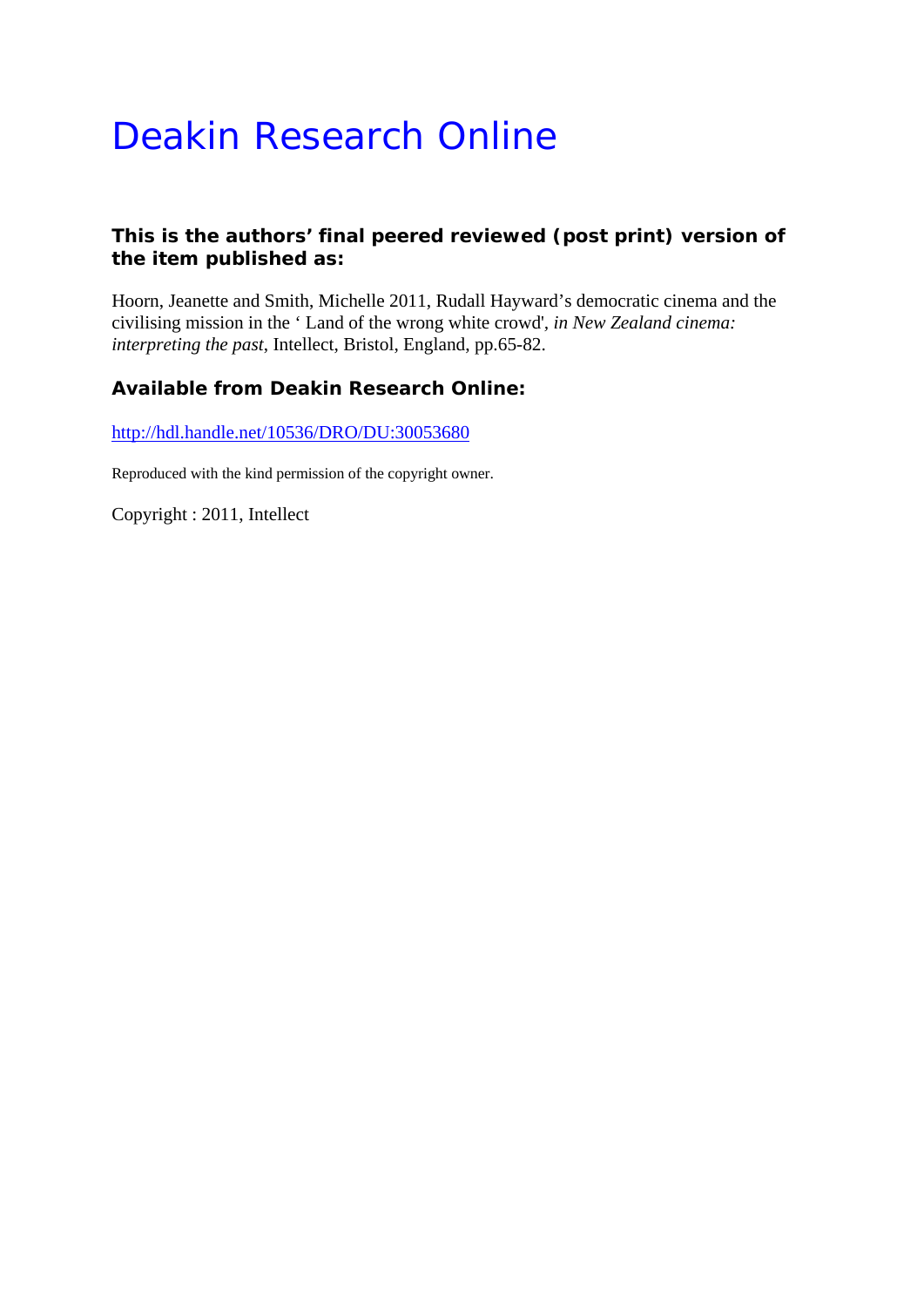# Deakin Research Online

**This is the authors' final peered reviewed (post print) version of the item published as:**

Hoorn, Jeanette and Smith, Michelle 2011, Rudall Hayward's democratic cinema and the civilising mission in the ' Land of the wrong white crowd', *in New Zealand cinema: interpreting the past*, Intellect, Bristol, England, pp.65-82.

**Available from Deakin Research Online:**

http://hdl.handle.net/10536/DRO/DU:30053680

Reproduced with the kind permission of the copyright owner.

Copyright : 2011, Intellect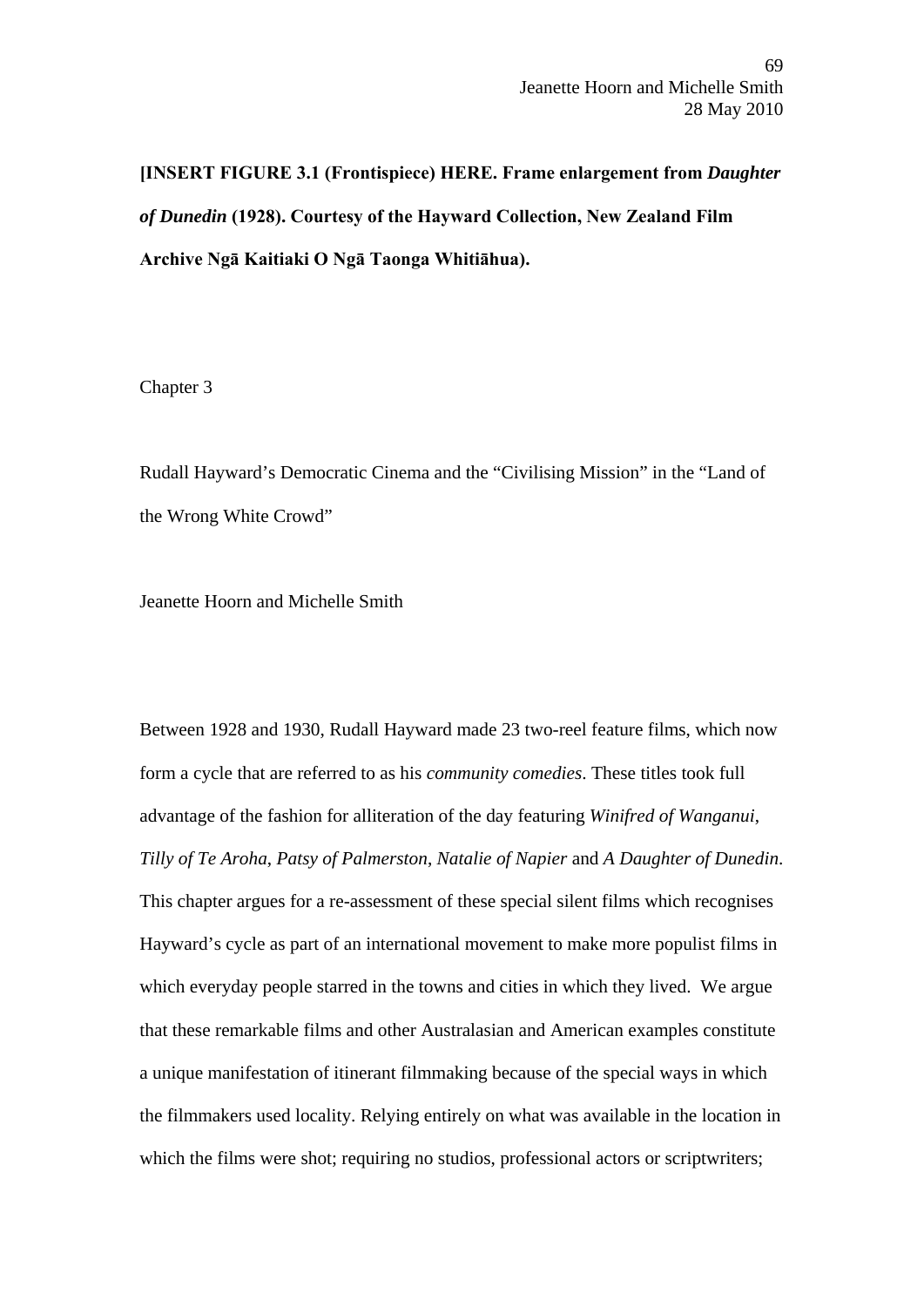**[INSERT FIGURE 3.1 (Frontispiece) HERE. Frame enlargement from *Daughter of Dunedin* (1928). Courtesy of the Hayward Collection, New Zealand Film Archive Ngā Kaitiaki O Ngā Taonga Whitiāhua).**

Chapter 3

# Rudall Hayward's Democratic Cinema and the "Civilising Mission" in the "Land of the Wrong White Crowd"

Jeanette Hoorn and Michelle Smith

Between 1928 and 1930, Rudall Hayward made 23 two-reel feature films, which now form a cycle that are referred to as his *community comedies*. These titles took full advantage of the fashion for alliteration of the day featuring *Winifred of Wanganui*, *Tilly of Te Aroha*, *Patsy of Palmerston*, *Natalie of Napier* and *A Daughter of Dunedin*. This chapter argues for a re-assessment of these special silent films which recognises Hayward's cycle as part of an international movement to make more populist films in which everyday people starred in the towns and cities in which they lived. We argue that these remarkable films and other Australasian and American examples constitute a unique manifestation of itinerant filmmaking because of the special ways in which the filmmakers used locality. Relying entirely on what was available in the location in which the films were shot; requiring no studios, professional actors or scriptwriters;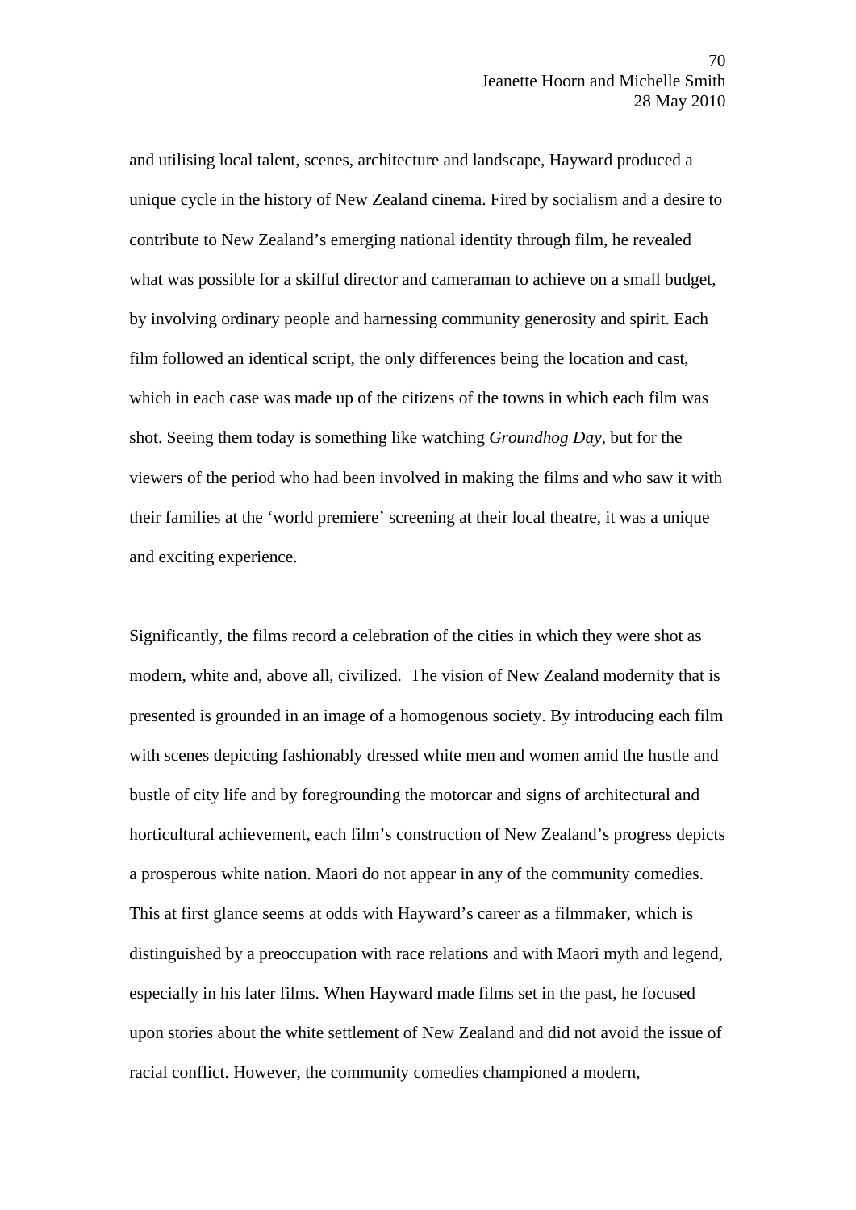and utilising local talent, scenes, architecture and landscape, Hayward produced a unique cycle in the history of New Zealand cinema. Fired by socialism and a desire to contribute to New Zealand's emerging national identity through film, he revealed what was possible for a skilful director and cameraman to achieve on a small budget, by involving ordinary people and harnessing community generosity and spirit. Each film followed an identical script, the only differences being the location and cast, which in each case was made up of the citizens of the towns in which each film was shot. Seeing them today is something like watching *Groundhog Day*, but for the viewers of the period who had been involved in making the films and who saw it with their families at the 'world premiere' screening at their local theatre, it was a unique and exciting experience.

Significantly, the films record a celebration of the cities in which they were shot as modern, white and, above all, civilized. The vision of New Zealand modernity that is presented is grounded in an image of a homogenous society. By introducing each film with scenes depicting fashionably dressed white men and women amid the hustle and bustle of city life and by foregrounding the motorcar and signs of architectural and horticultural achievement, each film's construction of New Zealand's progress depicts a prosperous white nation. Maori do not appear in any of the community comedies. This at first glance seems at odds with Hayward's career as a filmmaker, which is distinguished by a preoccupation with race relations and with Maori myth and legend, especially in his later films. When Hayward made films set in the past, he focused upon stories about the white settlement of New Zealand and did not avoid the issue of racial conflict. However, the community comedies championed a modern,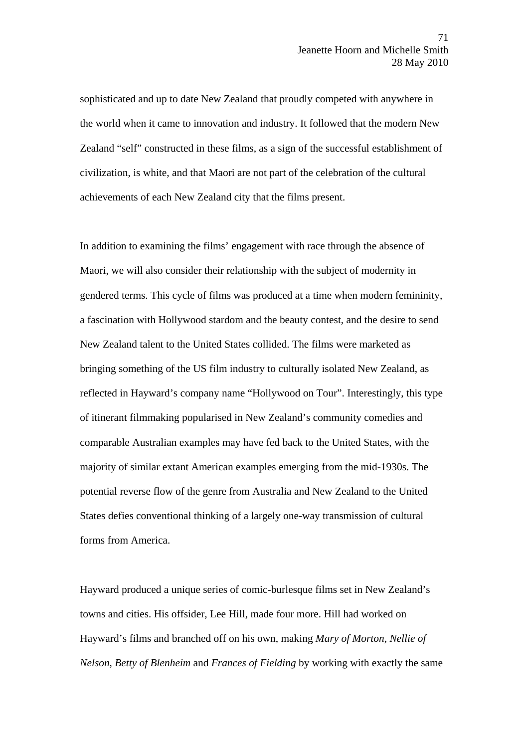sophisticated and up to date New Zealand that proudly competed with anywhere in the world when it came to innovation and industry. It followed that the modern New Zealand "self" constructed in these films, as a sign of the successful establishment of civilization, is white, and that Maori are not part of the celebration of the cultural achievements of each New Zealand city that the films present.

In addition to examining the films' engagement with race through the absence of Maori, we will also consider their relationship with the subject of modernity in gendered terms. This cycle of films was produced at a time when modern femininity, a fascination with Hollywood stardom and the beauty contest, and the desire to send New Zealand talent to the United States collided. The films were marketed as bringing something of the US film industry to culturally isolated New Zealand, as reflected in Hayward's company name "Hollywood on Tour". Interestingly, this type of itinerant filmmaking popularised in New Zealand's community comedies and comparable Australian examples may have fed back to the United States, with the majority of similar extant American examples emerging from the mid-1930s. The potential reverse flow of the genre from Australia and New Zealand to the United States defies conventional thinking of a largely one-way transmission of cultural forms from America.

Hayward produced a unique series of comic-burlesque films set in New Zealand's towns and cities. His offsider, Lee Hill, made four more. Hill had worked on Hayward's films and branched off on his own, making *Mary of Morton*, *Nellie of Nelson*, *Betty of Blenheim* and *Frances of Fielding* by working with exactly the same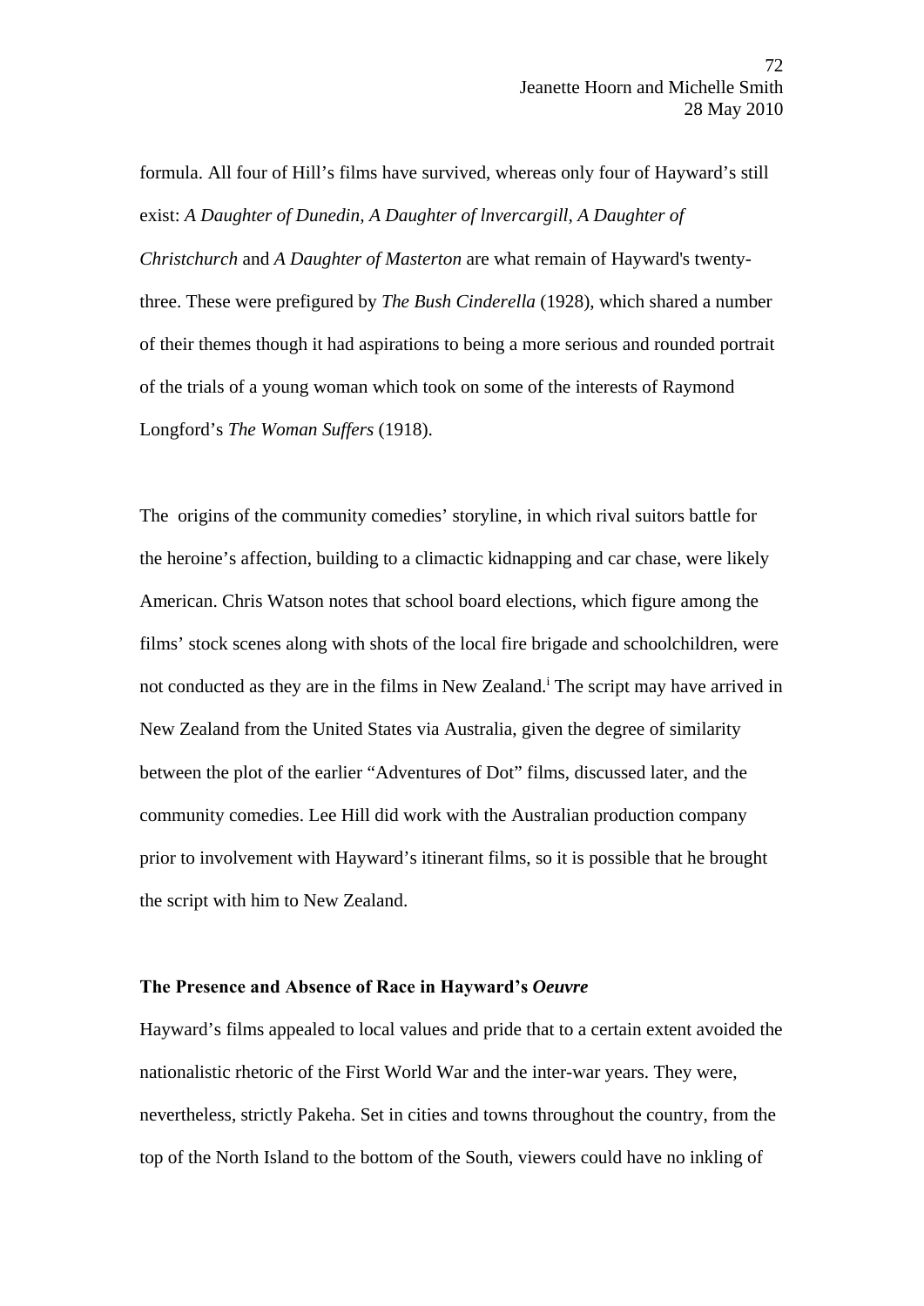formula. All four of Hill's films have survived, whereas only four of Hayward's still exist: *A Daughter of Dunedin, A Daughter of lnvercargill*, *A Daughter of Christchurch* and *A Daughter of Masterton* are what remain of Hayward's twenty-three. These were prefigured by *The Bush Cinderella* (1928), which shared a number of their themes though it had aspirations to being a more serious and rounded portrait of the trials of a young woman which took on some of the interests of Raymond Longford's *The Woman Suffers* (1918).

The origins of the community comedies' storyline, in which rival suitors battle for the heroine's affection, building to a climactic kidnapping and car chase, were likely American. Chris Watson notes that school board elections, which figure among the films' stock scenes along with shots of the local fire brigade and schoolchildren, were not conducted as they are in the films in New Zealand.[i] The script may have arrived in New Zealand from the United States via Australia, given the degree of similarity between the plot of the earlier "Adventures of Dot" films, discussed later, and the community comedies. Lee Hill did work with the Australian production company prior to involvement with Hayward's itinerant films, so it is possible that he brought the script with him to New Zealand.

### The Presence and Absence of Race in Hayward's *Oeuvre*

Hayward's films appealed to local values and pride that to a certain extent avoided the nationalistic rhetoric of the First World War and the inter-war years. They were, nevertheless, strictly Pakeha. Set in cities and towns throughout the country, from the top of the North Island to the bottom of the South, viewers could have no inkling of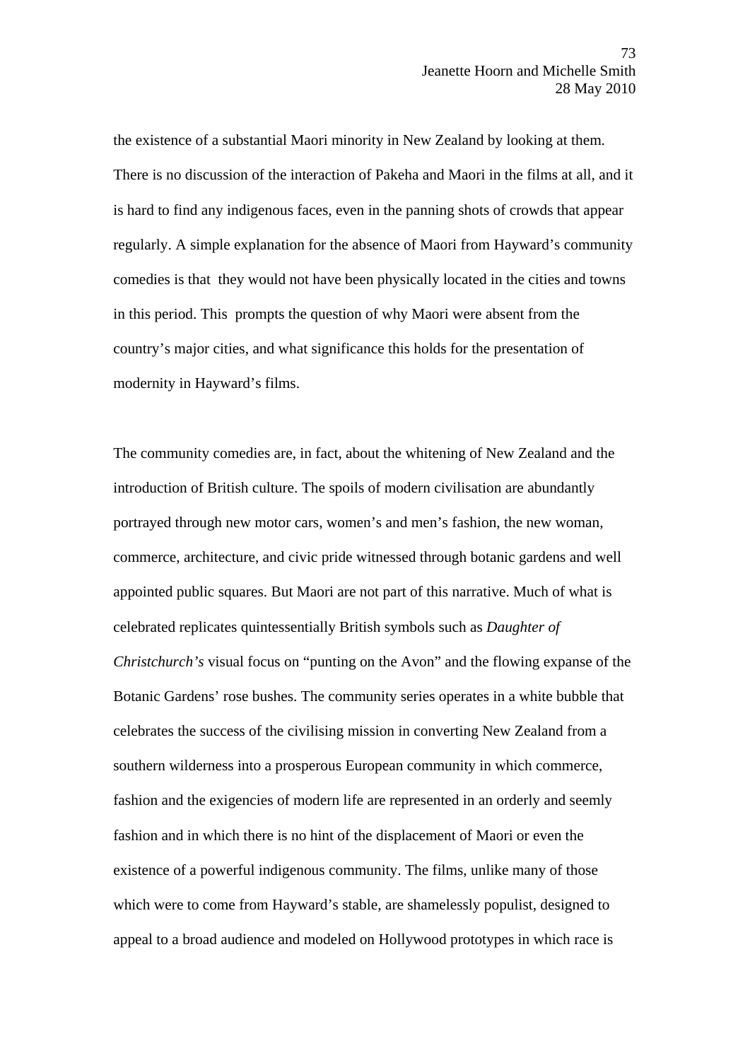the existence of a substantial Maori minority in New Zealand by looking at them. There is no discussion of the interaction of Pakeha and Maori in the films at all, and it is hard to find any indigenous faces, even in the panning shots of crowds that appear regularly. A simple explanation for the absence of Maori from Hayward's community comedies is that they would not have been physically located in the cities and towns in this period. This prompts the question of why Maori were absent from the country's major cities, and what significance this holds for the presentation of modernity in Hayward's films.

The community comedies are, in fact, about the whitening of New Zealand and the introduction of British culture. The spoils of modern civilisation are abundantly portrayed through new motor cars, women's and men's fashion, the new woman, commerce, architecture, and civic pride witnessed through botanic gardens and well appointed public squares. But Maori are not part of this narrative. Much of what is celebrated replicates quintessentially British symbols such as *Daughter of Christchurch's* visual focus on "punting on the Avon" and the flowing expanse of the Botanic Gardens' rose bushes. The community series operates in a white bubble that celebrates the success of the civilising mission in converting New Zealand from a southern wilderness into a prosperous European community in which commerce, fashion and the exigencies of modern life are represented in an orderly and seemly fashion and in which there is no hint of the displacement of Maori or even the existence of a powerful indigenous community. The films, unlike many of those which were to come from Hayward's stable, are shamelessly populist, designed to appeal to a broad audience and modeled on Hollywood prototypes in which race is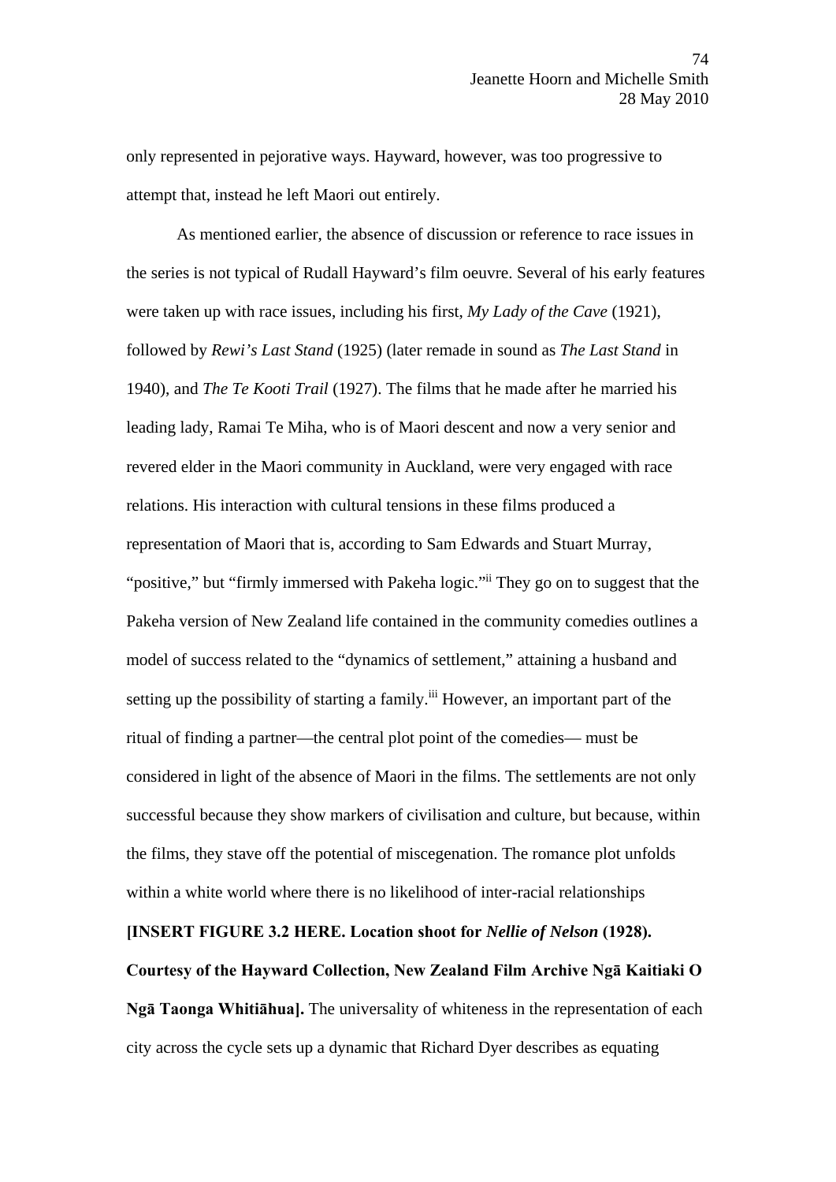only represented in pejorative ways. Hayward, however, was too progressive to attempt that, instead he left Maori out entirely.

As mentioned earlier, the absence of discussion or reference to race issues in the series is not typical of Rudall Hayward's film oeuvre. Several of his early features were taken up with race issues, including his first, *My Lady of the Cave* (1921), followed by *Rewi's Last Stand* (1925) (later remade in sound as *The Last Stand* in 1940), and *The Te Kooti Trail* (1927). The films that he made after he married his leading lady, Ramai Te Miha, who is of Maori descent and now a very senior and revered elder in the Maori community in Auckland, were very engaged with race relations. His interaction with cultural tensions in these films produced a representation of Maori that is, according to Sam Edwards and Stuart Murray, "positive," but "firmly immersed with Pakeha logic."[ii] They go on to suggest that the Pakeha version of New Zealand life contained in the community comedies outlines a model of success related to the "dynamics of settlement," attaining a husband and setting up the possibility of starting a family.[iii] However, an important part of the ritual of finding a partner—the central plot point of the comedies— must be considered in light of the absence of Maori in the films. The settlements are not only successful because they show markers of civilisation and culture, but because, within the films, they stave off the potential of miscegenation. The romance plot unfolds within a white world where there is no likelihood of inter-racial relationships **[INSERT FIGURE 3.2 HERE. Location shoot for *Nellie of Nelson* (1928). Courtesy of the Hayward Collection, New Zealand Film Archive Ngā Kaitiaki O Ngā Taonga Whitiāhua].** The universality of whiteness in the representation of each city across the cycle sets up a dynamic that Richard Dyer describes as equating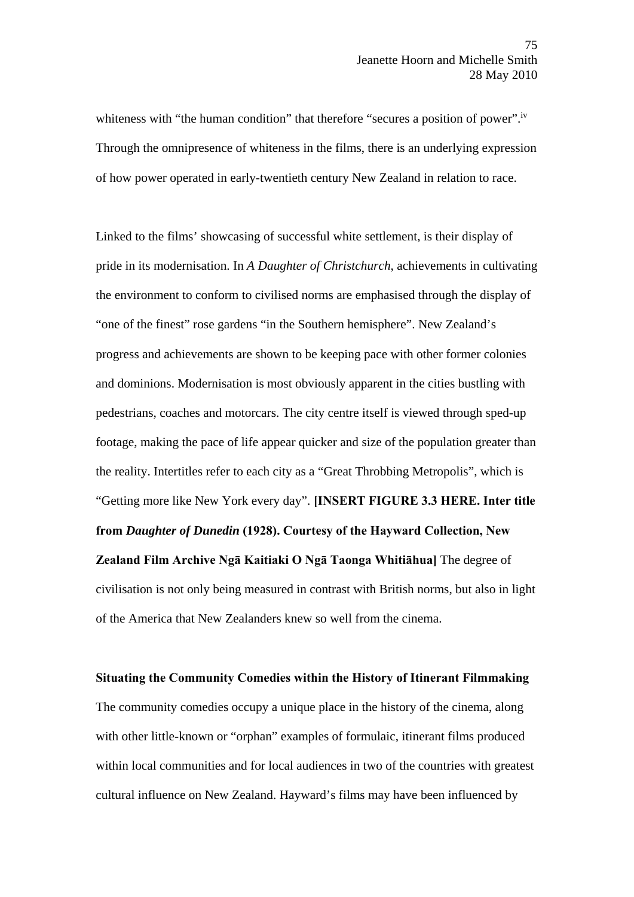whiteness with "the human condition" that therefore "secures a position of power".[iv] Through the omnipresence of whiteness in the films, there is an underlying expression of how power operated in early-twentieth century New Zealand in relation to race.

Linked to the films' showcasing of successful white settlement, is their display of pride in its modernisation. In *A Daughter of Christchurch*, achievements in cultivating the environment to conform to civilised norms are emphasised through the display of "one of the finest" rose gardens "in the Southern hemisphere". New Zealand's progress and achievements are shown to be keeping pace with other former colonies and dominions. Modernisation is most obviously apparent in the cities bustling with pedestrians, coaches and motorcars. The city centre itself is viewed through sped-up footage, making the pace of life appear quicker and size of the population greater than the reality. Intertitles refer to each city as a "Great Throbbing Metropolis", which is "Getting more like New York every day". **[INSERT FIGURE 3.3 HERE. Inter title from *Daughter of Dunedin* (1928). Courtesy of the Hayward Collection, New Zealand Film Archive Ngā Kaitiaki O Ngā Taonga Whitiāhua]** The degree of civilisation is not only being measured in contrast with British norms, but also in light of the America that New Zealanders knew so well from the cinema.

**Situating the Community Comedies within the History of Itinerant Filmmaking**

The community comedies occupy a unique place in the history of the cinema, along with other little-known or "orphan" examples of formulaic, itinerant films produced within local communities and for local audiences in two of the countries with greatest cultural influence on New Zealand. Hayward's films may have been influenced by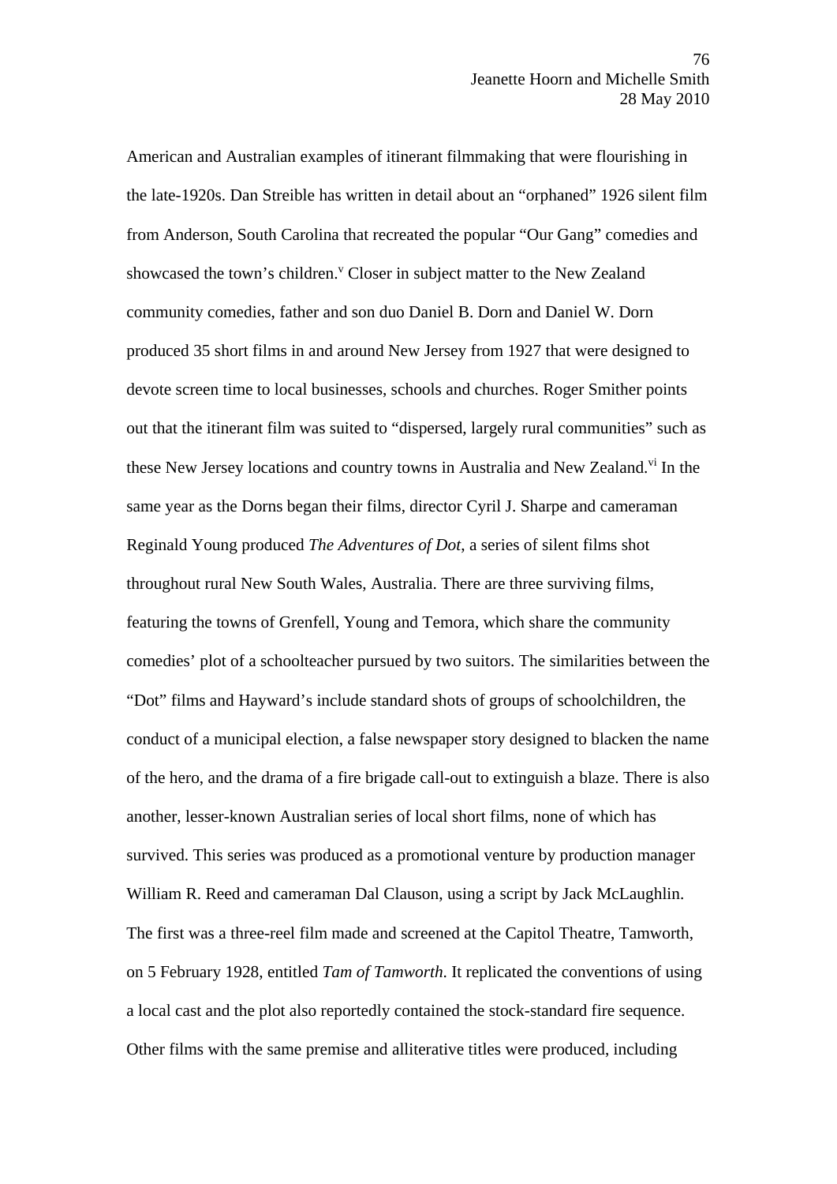American and Australian examples of itinerant filmmaking that were flourishing in the late-1920s. Dan Streible has written in detail about an "orphaned" 1926 silent film from Anderson, South Carolina that recreated the popular "Our Gang" comedies and showcased the town's children.[v] Closer in subject matter to the New Zealand community comedies, father and son duo Daniel B. Dorn and Daniel W. Dorn produced 35 short films in and around New Jersey from 1927 that were designed to devote screen time to local businesses, schools and churches. Roger Smither points out that the itinerant film was suited to "dispersed, largely rural communities" such as these New Jersey locations and country towns in Australia and New Zealand.[vi] In the same year as the Dorns began their films, director Cyril J. Sharpe and cameraman Reginald Young produced *The Adventures of Dot*, a series of silent films shot throughout rural New South Wales, Australia. There are three surviving films, featuring the towns of Grenfell, Young and Temora, which share the community comedies' plot of a schoolteacher pursued by two suitors. The similarities between the "Dot" films and Hayward's include standard shots of groups of schoolchildren, the conduct of a municipal election, a false newspaper story designed to blacken the name of the hero, and the drama of a fire brigade call-out to extinguish a blaze. There is also another, lesser-known Australian series of local short films, none of which has survived. This series was produced as a promotional venture by production manager William R. Reed and cameraman Dal Clauson, using a script by Jack McLaughlin. The first was a three-reel film made and screened at the Capitol Theatre, Tamworth, on 5 February 1928, entitled *Tam of Tamworth*. It replicated the conventions of using a local cast and the plot also reportedly contained the stock-standard fire sequence. Other films with the same premise and alliterative titles were produced, including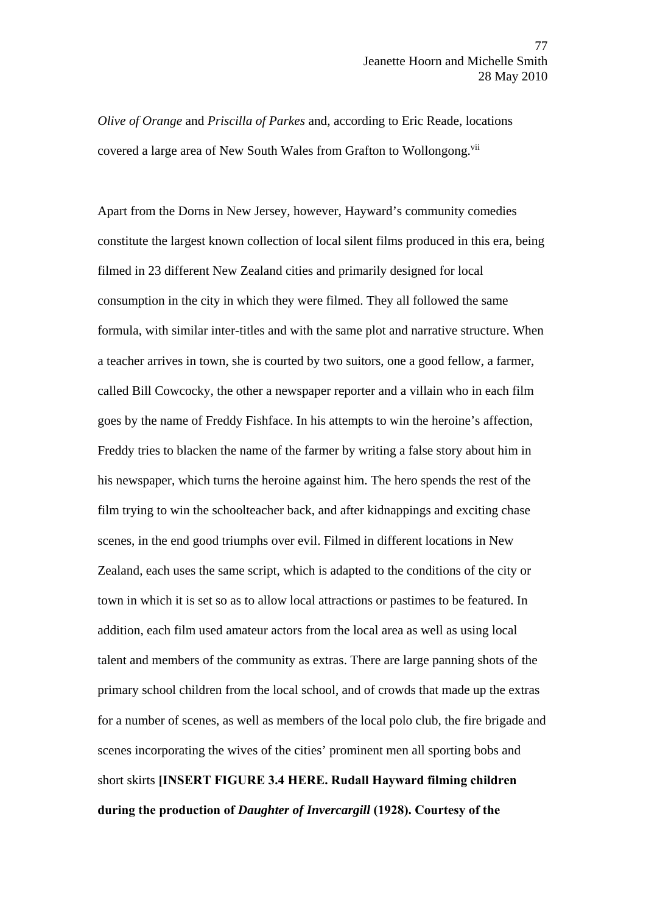*Olive of Orange* and *Priscilla of Parkes* and, according to Eric Reade, locations covered a large area of New South Wales from Grafton to Wollongong.[vii]

Apart from the Dorns in New Jersey, however, Hayward's community comedies constitute the largest known collection of local silent films produced in this era, being filmed in 23 different New Zealand cities and primarily designed for local consumption in the city in which they were filmed. They all followed the same formula, with similar inter-titles and with the same plot and narrative structure. When a teacher arrives in town, she is courted by two suitors, one a good fellow, a farmer, called Bill Cowcocky, the other a newspaper reporter and a villain who in each film goes by the name of Freddy Fishface. In his attempts to win the heroine's affection, Freddy tries to blacken the name of the farmer by writing a false story about him in his newspaper, which turns the heroine against him. The hero spends the rest of the film trying to win the schoolteacher back, and after kidnappings and exciting chase scenes, in the end good triumphs over evil. Filmed in different locations in New Zealand, each uses the same script, which is adapted to the conditions of the city or town in which it is set so as to allow local attractions or pastimes to be featured. In addition, each film used amateur actors from the local area as well as using local talent and members of the community as extras. There are large panning shots of the primary school children from the local school, and of crowds that made up the extras for a number of scenes, as well as members of the local polo club, the fire brigade and scenes incorporating the wives of the cities' prominent men all sporting bobs and short skirts **[INSERT FIGURE 3.4 HERE. Rudall Hayward filming children during the production of *Daughter of Invercargill* (1928). Courtesy of the**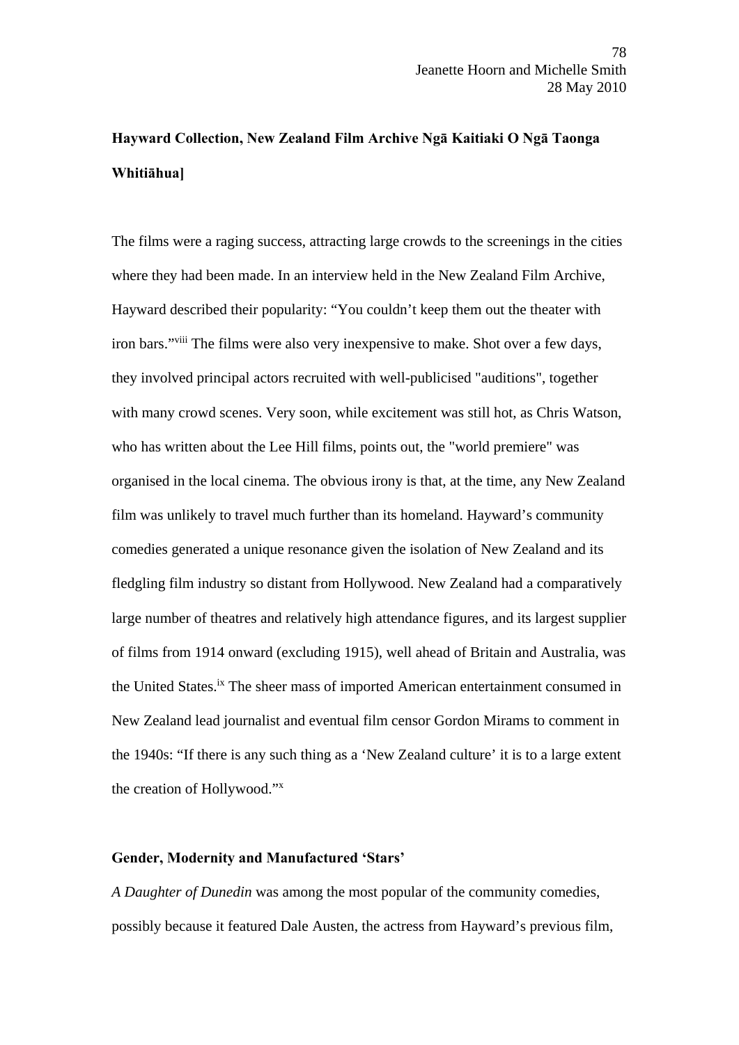**Hayward Collection, New Zealand Film Archive Ngā Kaitiaki O Ngā Taonga Whitiāhua]**

The films were a raging success, attracting large crowds to the screenings in the cities where they had been made. In an interview held in the New Zealand Film Archive, Hayward described their popularity: "You couldn't keep them out the theater with iron bars."[viii] The films were also very inexpensive to make. Shot over a few days, they involved principal actors recruited with well-publicised "auditions", together with many crowd scenes. Very soon, while excitement was still hot, as Chris Watson, who has written about the Lee Hill films, points out, the "world premiere" was organised in the local cinema. The obvious irony is that, at the time, any New Zealand film was unlikely to travel much further than its homeland. Hayward's community comedies generated a unique resonance given the isolation of New Zealand and its fledgling film industry so distant from Hollywood. New Zealand had a comparatively large number of theatres and relatively high attendance figures, and its largest supplier of films from 1914 onward (excluding 1915), well ahead of Britain and Australia, was the United States.[ix] The sheer mass of imported American entertainment consumed in New Zealand lead journalist and eventual film censor Gordon Mirams to comment in the 1940s: "If there is any such thing as a 'New Zealand culture' it is to a large extent the creation of Hollywood."[x]

**Gender, Modernity and Manufactured 'Stars'**

*A Daughter of Dunedin* was among the most popular of the community comedies, possibly because it featured Dale Austen, the actress from Hayward's previous film,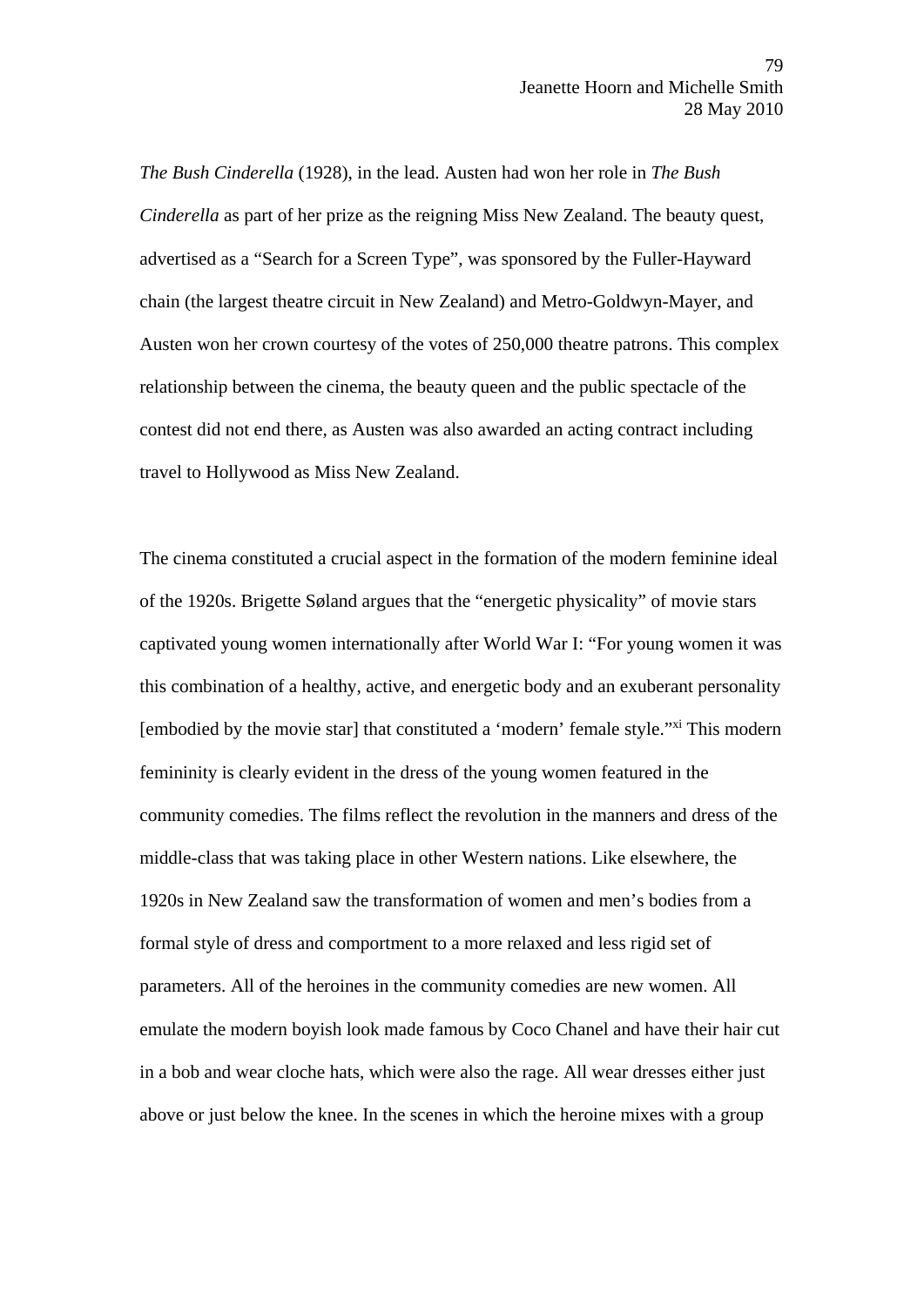*The Bush Cinderella* (1928), in the lead. Austen had won her role in *The Bush Cinderella* as part of her prize as the reigning Miss New Zealand. The beauty quest, advertised as a "Search for a Screen Type", was sponsored by the Fuller-Hayward chain (the largest theatre circuit in New Zealand) and Metro-Goldwyn-Mayer, and Austen won her crown courtesy of the votes of 250,000 theatre patrons. This complex relationship between the cinema, the beauty queen and the public spectacle of the contest did not end there, as Austen was also awarded an acting contract including travel to Hollywood as Miss New Zealand.

The cinema constituted a crucial aspect in the formation of the modern feminine ideal of the 1920s. Brigette Søland argues that the "energetic physicality" of movie stars captivated young women internationally after World War I: "For young women it was this combination of a healthy, active, and energetic body and an exuberant personality [embodied by the movie star] that constituted a 'modern' female style."[xi] This modern femininity is clearly evident in the dress of the young women featured in the community comedies. The films reflect the revolution in the manners and dress of the middle-class that was taking place in other Western nations. Like elsewhere, the 1920s in New Zealand saw the transformation of women and men's bodies from a formal style of dress and comportment to a more relaxed and less rigid set of parameters. All of the heroines in the community comedies are new women. All emulate the modern boyish look made famous by Coco Chanel and have their hair cut in a bob and wear cloche hats, which were also the rage. All wear dresses either just above or just below the knee. In the scenes in which the heroine mixes with a group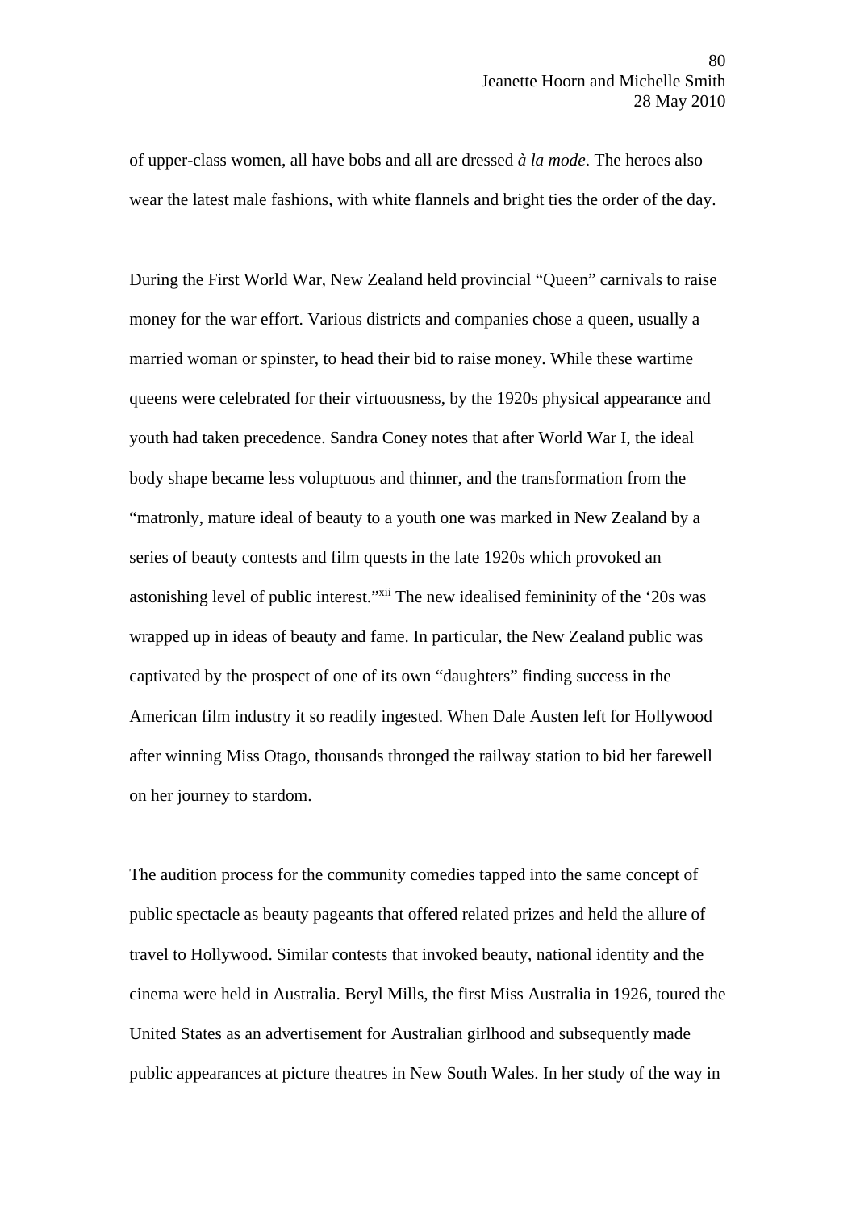of upper-class women, all have bobs and all are dressed *à la mode*. The heroes also wear the latest male fashions, with white flannels and bright ties the order of the day.

During the First World War, New Zealand held provincial "Queen" carnivals to raise money for the war effort. Various districts and companies chose a queen, usually a married woman or spinster, to head their bid to raise money. While these wartime queens were celebrated for their virtuousness, by the 1920s physical appearance and youth had taken precedence. Sandra Coney notes that after World War I, the ideal body shape became less voluptuous and thinner, and the transformation from the "matronly, mature ideal of beauty to a youth one was marked in New Zealand by a series of beauty contests and film quests in the late 1920s which provoked an astonishing level of public interest."[xii] The new idealised femininity of the '20s was wrapped up in ideas of beauty and fame. In particular, the New Zealand public was captivated by the prospect of one of its own "daughters" finding success in the American film industry it so readily ingested. When Dale Austen left for Hollywood after winning Miss Otago, thousands thronged the railway station to bid her farewell on her journey to stardom.

The audition process for the community comedies tapped into the same concept of public spectacle as beauty pageants that offered related prizes and held the allure of travel to Hollywood. Similar contests that invoked beauty, national identity and the cinema were held in Australia. Beryl Mills, the first Miss Australia in 1926, toured the United States as an advertisement for Australian girlhood and subsequently made public appearances at picture theatres in New South Wales. In her study of the way in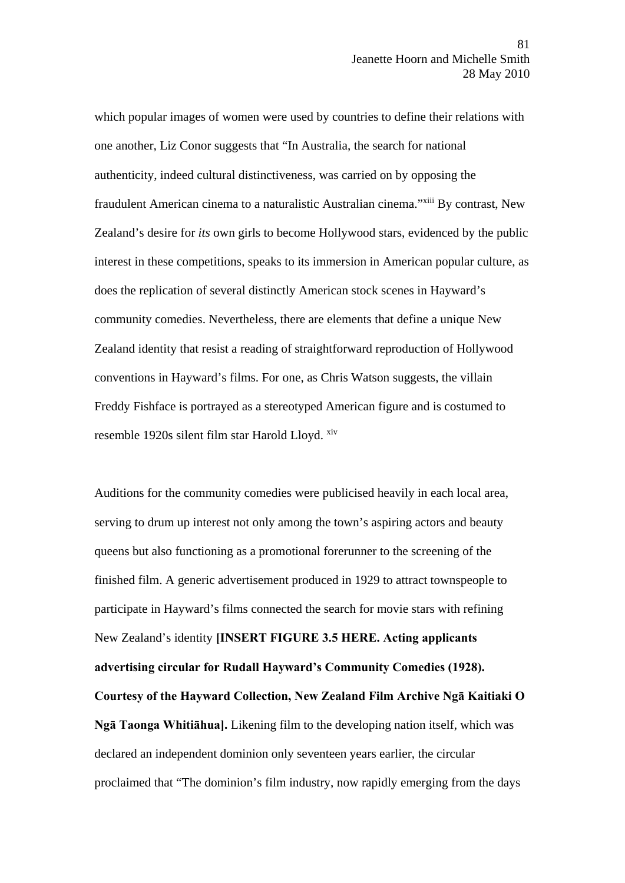which popular images of women were used by countries to define their relations with one another, Liz Conor suggests that "In Australia, the search for national authenticity, indeed cultural distinctiveness, was carried on by opposing the fraudulent American cinema to a naturalistic Australian cinema."[xiii] By contrast, New Zealand's desire for *its* own girls to become Hollywood stars, evidenced by the public interest in these competitions, speaks to its immersion in American popular culture, as does the replication of several distinctly American stock scenes in Hayward's community comedies. Nevertheless, there are elements that define a unique New Zealand identity that resist a reading of straightforward reproduction of Hollywood conventions in Hayward's films. For one, as Chris Watson suggests, the villain Freddy Fishface is portrayed as a stereotyped American figure and is costumed to resemble 1920s silent film star Harold Lloyd. [xiv]

Auditions for the community comedies were publicised heavily in each local area, serving to drum up interest not only among the town's aspiring actors and beauty queens but also functioning as a promotional forerunner to the screening of the finished film. A generic advertisement produced in 1929 to attract townspeople to participate in Hayward's films connected the search for movie stars with refining New Zealand's identity **[INSERT FIGURE 3.5 HERE. Acting applicants advertising circular for Rudall Hayward's Community Comedies (1928). Courtesy of the Hayward Collection, New Zealand Film Archive Ngā Kaitiaki O Ngā Taonga Whitiāhua].** Likening film to the developing nation itself, which was declared an independent dominion only seventeen years earlier, the circular proclaimed that "The dominion's film industry, now rapidly emerging from the days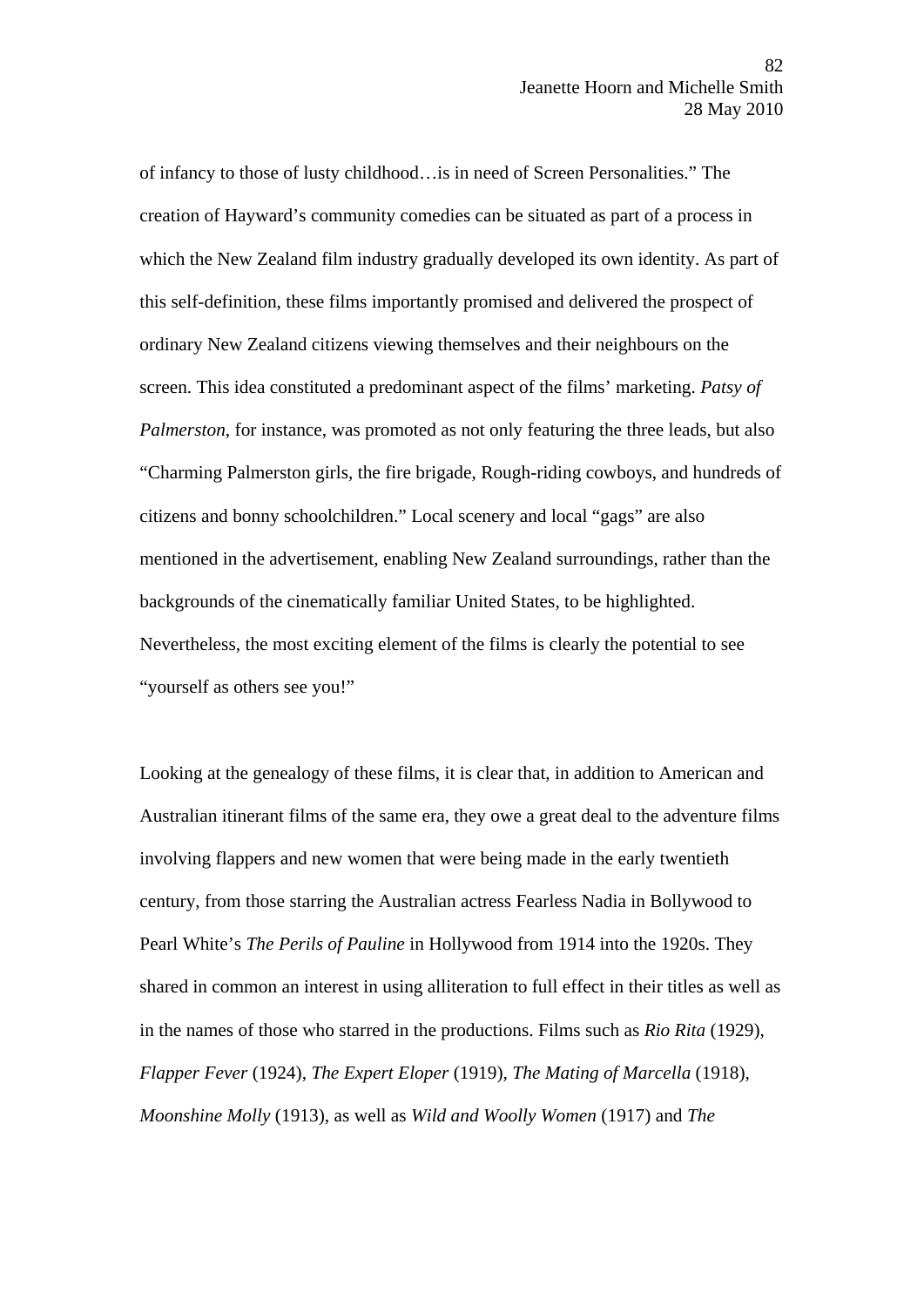of infancy to those of lusty childhood…is in need of Screen Personalities." The creation of Hayward's community comedies can be situated as part of a process in which the New Zealand film industry gradually developed its own identity. As part of this self-definition, these films importantly promised and delivered the prospect of ordinary New Zealand citizens viewing themselves and their neighbours on the screen. This idea constituted a predominant aspect of the films' marketing. *Patsy of Palmerston*, for instance, was promoted as not only featuring the three leads, but also "Charming Palmerston girls, the fire brigade, Rough-riding cowboys, and hundreds of citizens and bonny schoolchildren." Local scenery and local "gags" are also mentioned in the advertisement, enabling New Zealand surroundings, rather than the backgrounds of the cinematically familiar United States, to be highlighted. Nevertheless, the most exciting element of the films is clearly the potential to see "yourself as others see you!"

Looking at the genealogy of these films, it is clear that, in addition to American and Australian itinerant films of the same era, they owe a great deal to the adventure films involving flappers and new women that were being made in the early twentieth century, from those starring the Australian actress Fearless Nadia in Bollywood to Pearl White's *The Perils of Pauline* in Hollywood from 1914 into the 1920s. They shared in common an interest in using alliteration to full effect in their titles as well as in the names of those who starred in the productions. Films such as *Rio Rita* (1929), *Flapper Fever* (1924), *The Expert Eloper* (1919), *The Mating of Marcella* (1918), *Moonshine Molly* (1913), as well as *Wild and Woolly Women* (1917) and *The*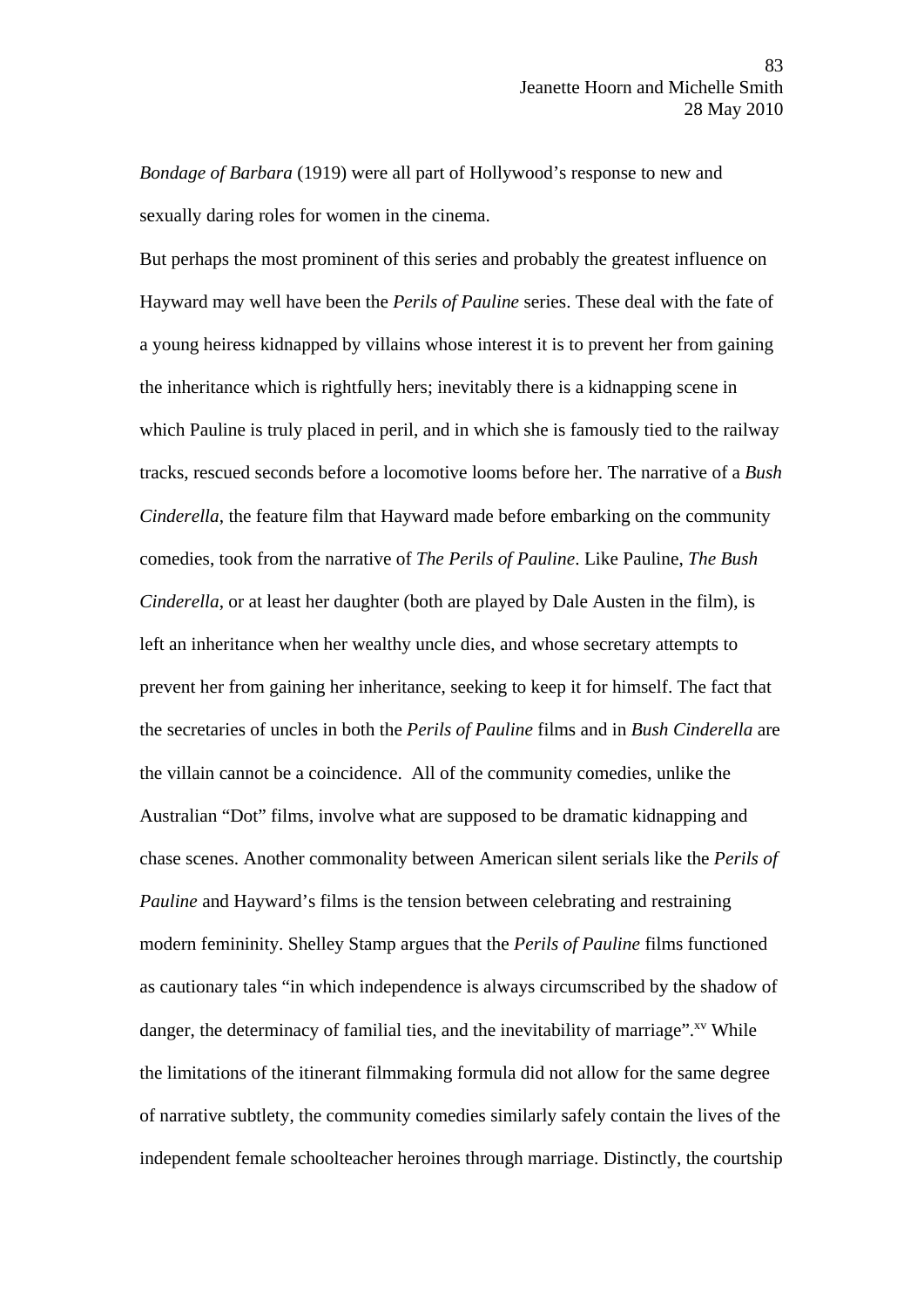*Bondage of Barbara* (1919) were all part of Hollywood's response to new and sexually daring roles for women in the cinema.

But perhaps the most prominent of this series and probably the greatest influence on Hayward may well have been the *Perils of Pauline* series. These deal with the fate of a young heiress kidnapped by villains whose interest it is to prevent her from gaining the inheritance which is rightfully hers; inevitably there is a kidnapping scene in which Pauline is truly placed in peril, and in which she is famously tied to the railway tracks, rescued seconds before a locomotive looms before her. The narrative of a *Bush Cinderella*, the feature film that Hayward made before embarking on the community comedies, took from the narrative of *The Perils of Pauline*. Like Pauline, *The Bush Cinderella*, or at least her daughter (both are played by Dale Austen in the film), is left an inheritance when her wealthy uncle dies, and whose secretary attempts to prevent her from gaining her inheritance, seeking to keep it for himself. The fact that the secretaries of uncles in both the *Perils of Pauline* films and in *Bush Cinderella* are the villain cannot be a coincidence. All of the community comedies, unlike the Australian "Dot" films, involve what are supposed to be dramatic kidnapping and chase scenes. Another commonality between American silent serials like the *Perils of Pauline* and Hayward's films is the tension between celebrating and restraining modern femininity. Shelley Stamp argues that the *Perils of Pauline* films functioned as cautionary tales "in which independence is always circumscribed by the shadow of danger, the determinacy of familial ties, and the inevitability of marriage".[xv] While the limitations of the itinerant filmmaking formula did not allow for the same degree of narrative subtlety, the community comedies similarly safely contain the lives of the independent female schoolteacher heroines through marriage. Distinctly, the courtship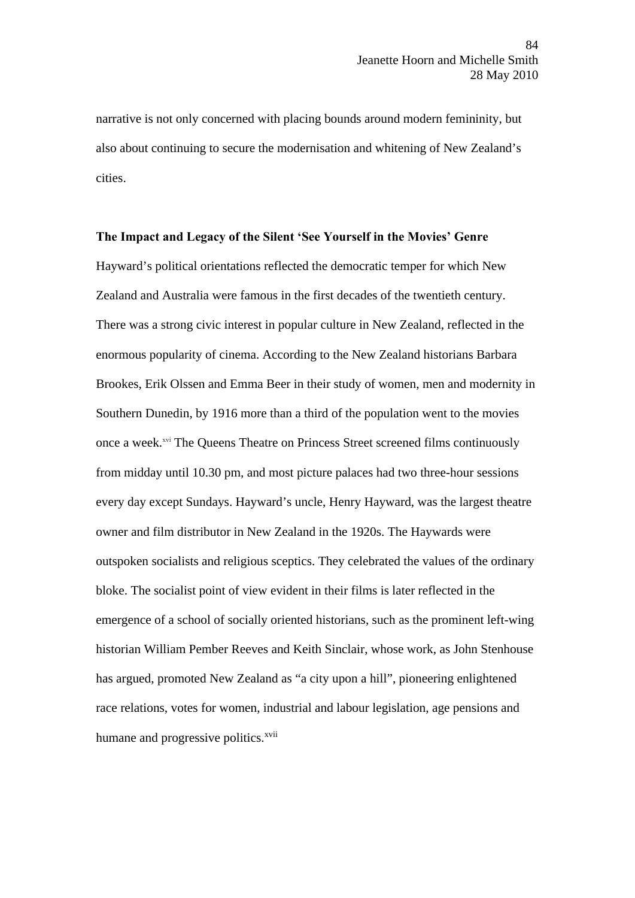narrative is not only concerned with placing bounds around modern femininity, but also about continuing to secure the modernisation and whitening of New Zealand's cities.

**The Impact and Legacy of the Silent 'See Yourself in the Movies' Genre**

Hayward's political orientations reflected the democratic temper for which New Zealand and Australia were famous in the first decades of the twentieth century. There was a strong civic interest in popular culture in New Zealand, reflected in the enormous popularity of cinema. According to the New Zealand historians Barbara Brookes, Erik Olssen and Emma Beer in their study of women, men and modernity in Southern Dunedin, by 1916 more than a third of the population went to the movies once a week.[xvi] The Queens Theatre on Princess Street screened films continuously from midday until 10.30 pm, and most picture palaces had two three-hour sessions every day except Sundays. Hayward's uncle, Henry Hayward, was the largest theatre owner and film distributor in New Zealand in the 1920s. The Haywards were outspoken socialists and religious sceptics. They celebrated the values of the ordinary bloke. The socialist point of view evident in their films is later reflected in the emergence of a school of socially oriented historians, such as the prominent left-wing historian William Pember Reeves and Keith Sinclair, whose work, as John Stenhouse has argued, promoted New Zealand as "a city upon a hill", pioneering enlightened race relations, votes for women, industrial and labour legislation, age pensions and humane and progressive politics.[xvii]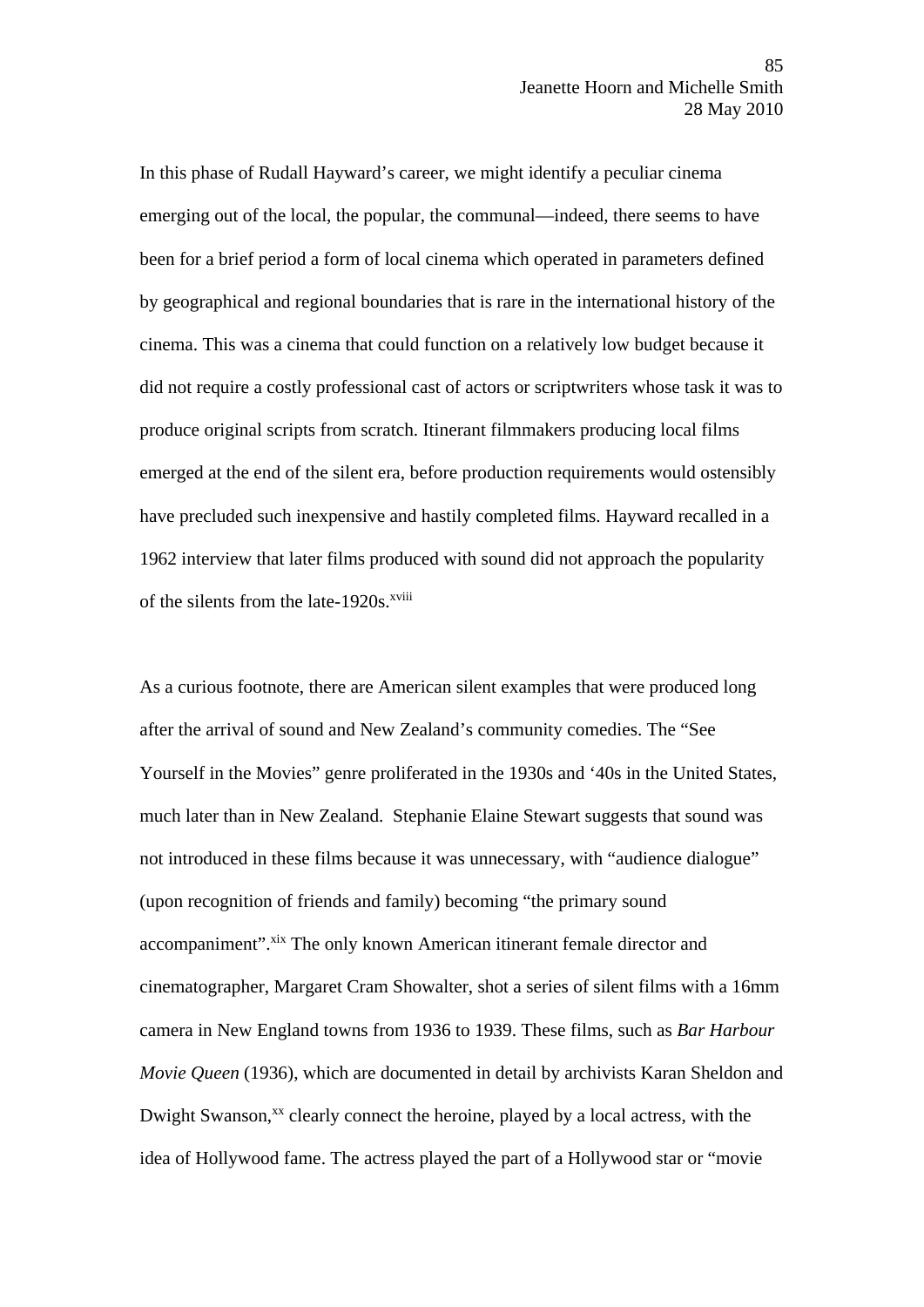In this phase of Rudall Hayward's career, we might identify a peculiar cinema emerging out of the local, the popular, the communal—indeed, there seems to have been for a brief period a form of local cinema which operated in parameters defined by geographical and regional boundaries that is rare in the international history of the cinema. This was a cinema that could function on a relatively low budget because it did not require a costly professional cast of actors or scriptwriters whose task it was to produce original scripts from scratch. Itinerant filmmakers producing local films emerged at the end of the silent era, before production requirements would ostensibly have precluded such inexpensive and hastily completed films. Hayward recalled in a 1962 interview that later films produced with sound did not approach the popularity of the silents from the late-1920s.[xviii]

As a curious footnote, there are American silent examples that were produced long after the arrival of sound and New Zealand's community comedies. The "See Yourself in the Movies" genre proliferated in the 1930s and '40s in the United States, much later than in New Zealand. Stephanie Elaine Stewart suggests that sound was not introduced in these films because it was unnecessary, with "audience dialogue" (upon recognition of friends and family) becoming "the primary sound accompaniment".[xix] The only known American itinerant female director and cinematographer, Margaret Cram Showalter, shot a series of silent films with a 16mm camera in New England towns from 1936 to 1939. These films, such as *Bar Harbour Movie Queen* (1936), which are documented in detail by archivists Karan Sheldon and Dwight Swanson,[xx] clearly connect the heroine, played by a local actress, with the idea of Hollywood fame. The actress played the part of a Hollywood star or "movie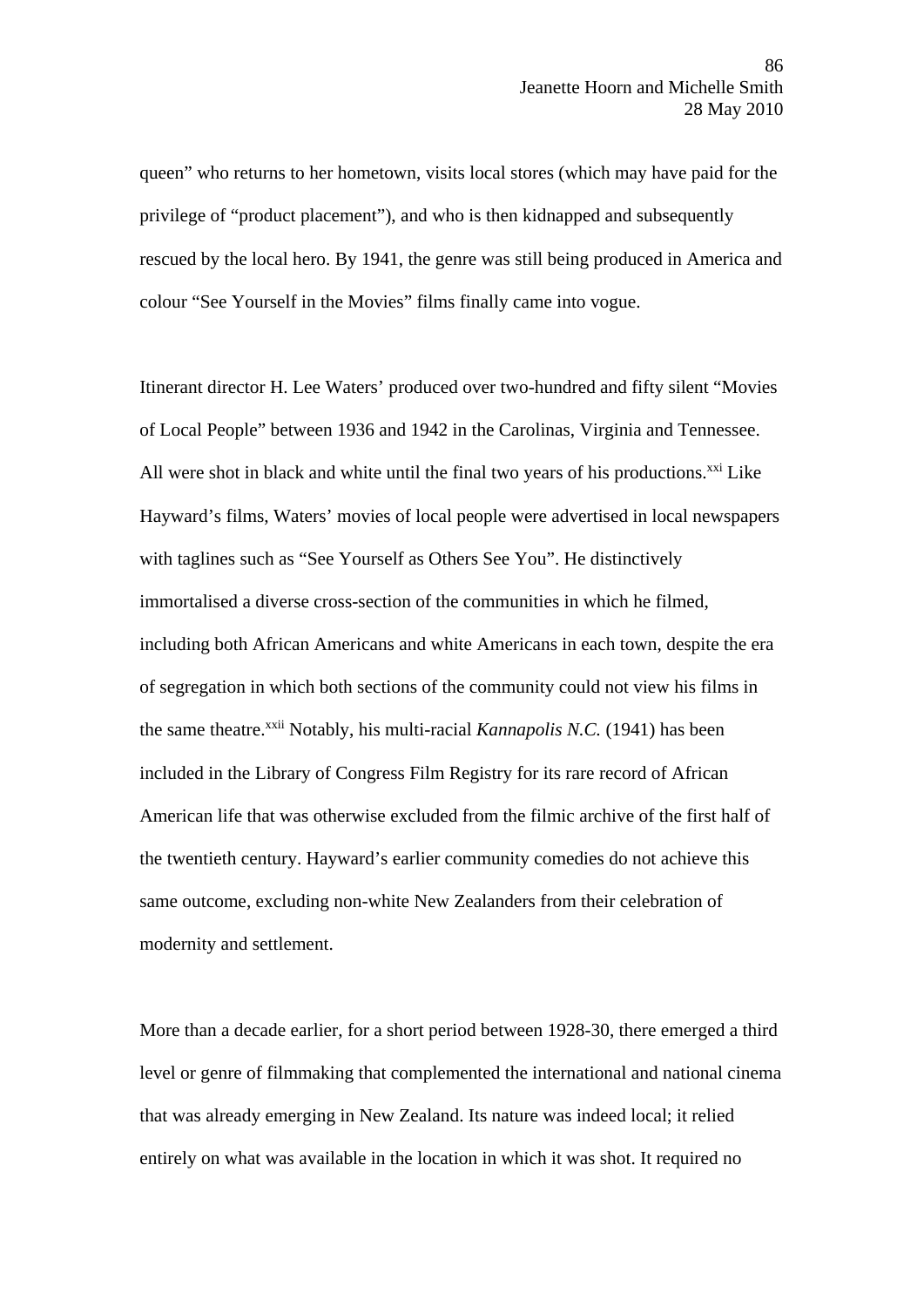queen" who returns to her hometown, visits local stores (which may have paid for the privilege of "product placement"), and who is then kidnapped and subsequently rescued by the local hero. By 1941, the genre was still being produced in America and colour "See Yourself in the Movies" films finally came into vogue.

Itinerant director H. Lee Waters' produced over two-hundred and fifty silent "Movies of Local People" between 1936 and 1942 in the Carolinas, Virginia and Tennessee. All were shot in black and white until the final two years of his productions.[xxi] Like Hayward's films, Waters' movies of local people were advertised in local newspapers with taglines such as "See Yourself as Others See You". He distinctively immortalised a diverse cross-section of the communities in which he filmed, including both African Americans and white Americans in each town, despite the era of segregation in which both sections of the community could not view his films in the same theatre.[xxii] Notably, his multi-racial *Kannapolis N.C.* (1941) has been included in the Library of Congress Film Registry for its rare record of African American life that was otherwise excluded from the filmic archive of the first half of the twentieth century. Hayward's earlier community comedies do not achieve this same outcome, excluding non-white New Zealanders from their celebration of modernity and settlement.

More than a decade earlier, for a short period between 1928-30, there emerged a third level or genre of filmmaking that complemented the international and national cinema that was already emerging in New Zealand. Its nature was indeed local; it relied entirely on what was available in the location in which it was shot. It required no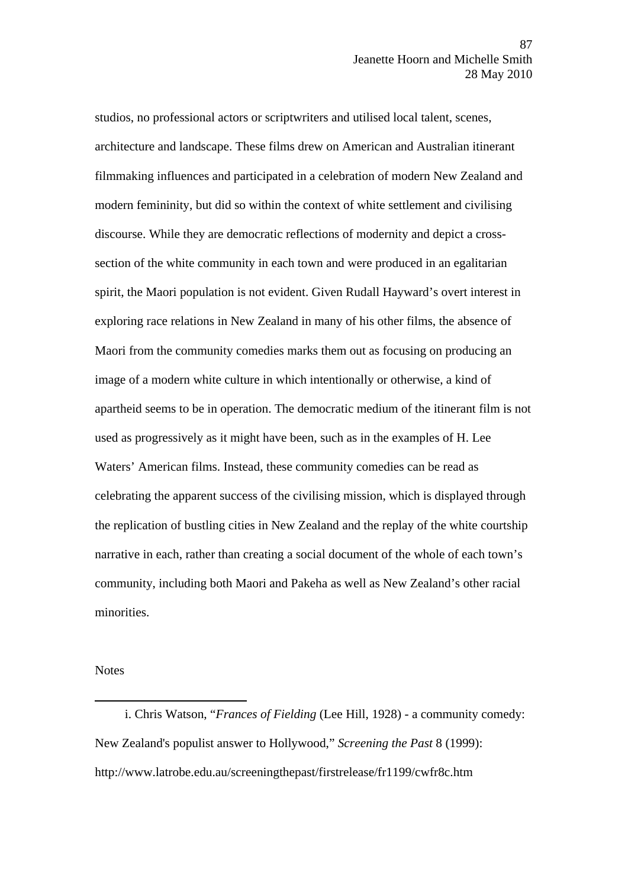studios, no professional actors or scriptwriters and utilised local talent, scenes, architecture and landscape. These films drew on American and Australian itinerant filmmaking influences and participated in a celebration of modern New Zealand and modern femininity, but did so within the context of white settlement and civilising discourse. While they are democratic reflections of modernity and depict a cross-section of the white community in each town and were produced in an egalitarian spirit, the Maori population is not evident. Given Rudall Hayward's overt interest in exploring race relations in New Zealand in many of his other films, the absence of Maori from the community comedies marks them out as focusing on producing an image of a modern white culture in which intentionally or otherwise, a kind of apartheid seems to be in operation. The democratic medium of the itinerant film is not used as progressively as it might have been, such as in the examples of H. Lee Waters' American films. Instead, these community comedies can be read as celebrating the apparent success of the civilising mission, which is displayed through the replication of bustling cities in New Zealand and the replay of the white courtship narrative in each, rather than creating a social document of the whole of each town's community, including both Maori and Pakeha as well as New Zealand's other racial minorities.

Notes

---

i. Chris Watson, "*Frances of Fielding* (Lee Hill, 1928) - a community comedy: New Zealand's populist answer to Hollywood," *Screening the Past* 8 (1999): http://www.latrobe.edu.au/screeningthepast/firstrelease/fr1199/cwfr8c.htm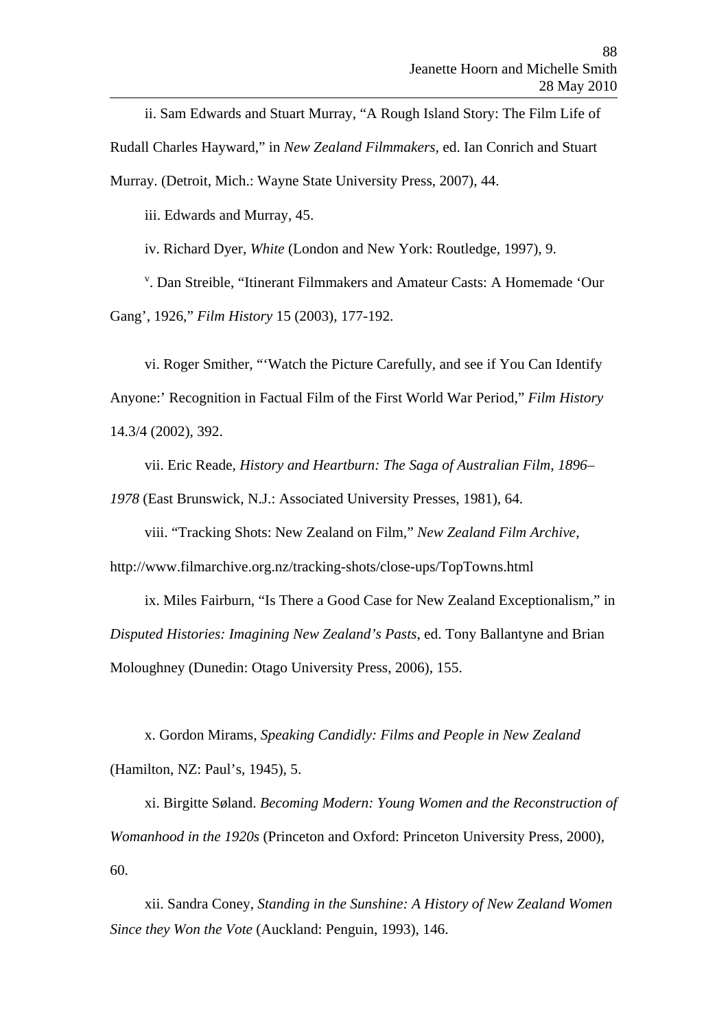ii. Sam Edwards and Stuart Murray, “A Rough Island Story: The Film Life of Rudall Charles Hayward,” in *New Zealand Filmmakers*, ed. Ian Conrich and Stuart Murray. (Detroit, Mich.: Wayne State University Press, 2007), 44.

iii. Edwards and Murray, 45.

iv. Richard Dyer, *White* (London and New York: Routledge, 1997), 9.

v. Dan Streible, “Itinerant Filmmakers and Amateur Casts: A Homemade ‘Our Gang’, 1926,” *Film History* 15 (2003), 177-192.

vi. Roger Smither, “‘Watch the Picture Carefully, and see if You Can Identify Anyone:’ Recognition in Factual Film of the First World War Period,” *Film History* 14.3/4 (2002), 392.

vii. Eric Reade, *History and Heartburn: The Saga of Australian Film, 1896–1978* (East Brunswick, N.J.: Associated University Presses, 1981), 64.

viii. “Tracking Shots: New Zealand on Film,” *New Zealand Film Archive*, http://www.filmarchive.org.nz/tracking-shots/close-ups/TopTowns.html

ix. Miles Fairburn, “Is There a Good Case for New Zealand Exceptionalism,” in *Disputed Histories: Imagining New Zealand’s Pasts*, ed. Tony Ballantyne and Brian Moloughney (Dunedin: Otago University Press, 2006), 155.

x. Gordon Mirams, *Speaking Candidly: Films and People in New Zealand* (Hamilton, NZ: Paul’s, 1945), 5.

xi. Birgitte Søland. *Becoming Modern: Young Women and the Reconstruction of Womanhood in the 1920s* (Princeton and Oxford: Princeton University Press, 2000), 60.

xii. Sandra Coney, *Standing in the Sunshine: A History of New Zealand Women Since they Won the Vote* (Auckland: Penguin, 1993), 146.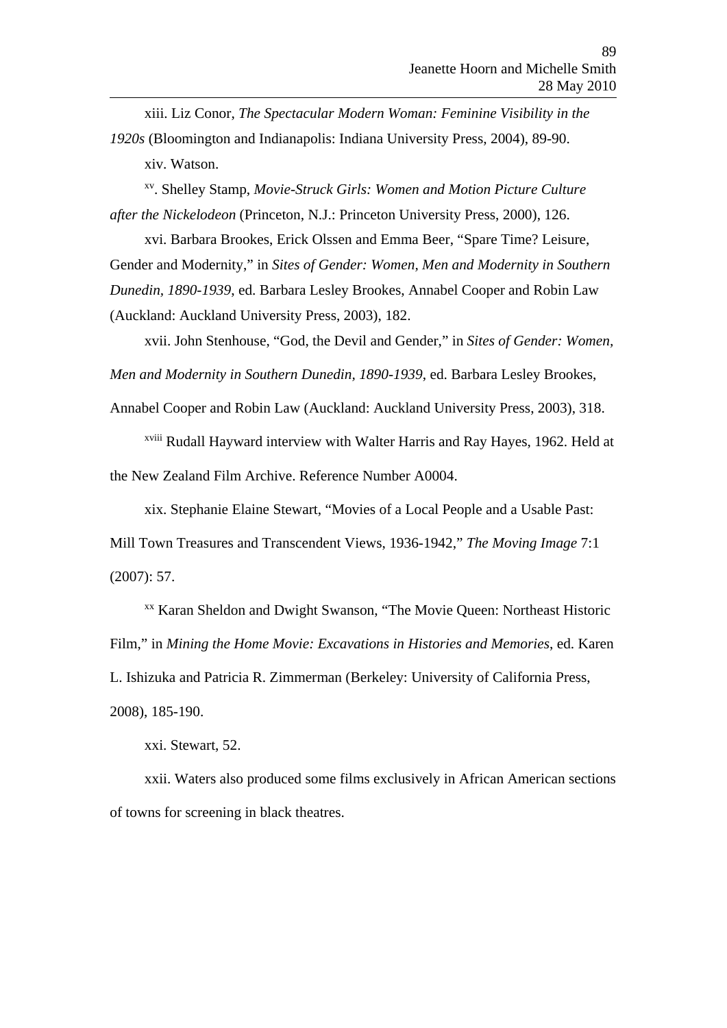xiii. Liz Conor, *The Spectacular Modern Woman: Feminine Visibility in the 1920s* (Bloomington and Indianapolis: Indiana University Press, 2004), 89-90.

xiv. Watson.

[xv]. Shelley Stamp, *Movie-Struck Girls: Women and Motion Picture Culture after the Nickelodeon* (Princeton, N.J.: Princeton University Press, 2000), 126.

xvi. Barbara Brookes, Erick Olssen and Emma Beer, "Spare Time? Leisure, Gender and Modernity," in *Sites of Gender: Women, Men and Modernity in Southern Dunedin, 1890-1939*, ed. Barbara Lesley Brookes, Annabel Cooper and Robin Law (Auckland: Auckland University Press, 2003), 182.

xvii. John Stenhouse, "God, the Devil and Gender," in *Sites of Gender: Women, Men and Modernity in Southern Dunedin, 1890-1939*, ed. Barbara Lesley Brookes, Annabel Cooper and Robin Law (Auckland: Auckland University Press, 2003), 318.

[xviii] Rudall Hayward interview with Walter Harris and Ray Hayes, 1962. Held at the New Zealand Film Archive. Reference Number A0004.

xix. Stephanie Elaine Stewart, "Movies of a Local People and a Usable Past: Mill Town Treasures and Transcendent Views, 1936-1942," *The Moving Image* 7:1 (2007): 57.

[xx] Karan Sheldon and Dwight Swanson, "The Movie Queen: Northeast Historic Film," in *Mining the Home Movie: Excavations in Histories and Memories*, ed. Karen L. Ishizuka and Patricia R. Zimmerman (Berkeley: University of California Press, 2008), 185-190.

xxi. Stewart, 52.

xxii. Waters also produced some films exclusively in African American sections of towns for screening in black theatres.